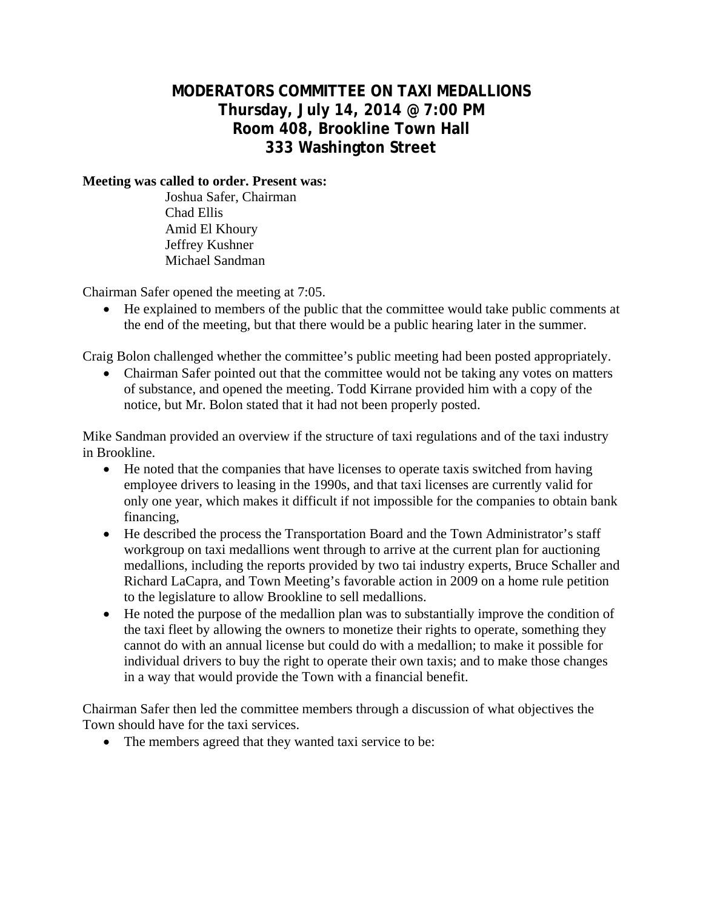# MODERATORS COMMITTEE ON TAXI MEDALLIONS
## Thursday, July 14, 2014 @ 7:00 PM
## Room 408, Brookline Town Hall
## 333 Washington Street

**Meeting was called to order. Present was:**

Joshua Safer, Chairman
Chad Ellis
Amid El Khoury
Jeffrey Kushner
Michael Sandman

Chairman Safer opened the meeting at 7:05.

- He explained to members of the public that the committee would take public comments at the end of the meeting, but that there would be a public hearing later in the summer.

Craig Bolon challenged whether the committee's public meeting had been posted appropriately.

- Chairman Safer pointed out that the committee would not be taking any votes on matters of substance, and opened the meeting. Todd Kirrane provided him with a copy of the notice, but Mr. Bolon stated that it had not been properly posted.

Mike Sandman provided an overview if the structure of taxi regulations and of the taxi industry in Brookline.

- He noted that the companies that have licenses to operate taxis switched from having employee drivers to leasing in the 1990s, and that taxi licenses are currently valid for only one year, which makes it difficult if not impossible for the companies to obtain bank financing,
- He described the process the Transportation Board and the Town Administrator's staff workgroup on taxi medallions went through to arrive at the current plan for auctioning medallions, including the reports provided by two tai industry experts, Bruce Schaller and Richard LaCapra, and Town Meeting's favorable action in 2009 on a home rule petition to the legislature to allow Brookline to sell medallions.
- He noted the purpose of the medallion plan was to substantially improve the condition of the taxi fleet by allowing the owners to monetize their rights to operate, something they cannot do with an annual license but could do with a medallion; to make it possible for individual drivers to buy the right to operate their own taxis; and to make those changes in a way that would provide the Town with a financial benefit.

Chairman Safer then led the committee members through a discussion of what objectives the Town should have for the taxi services.

- The members agreed that they wanted taxi service to be: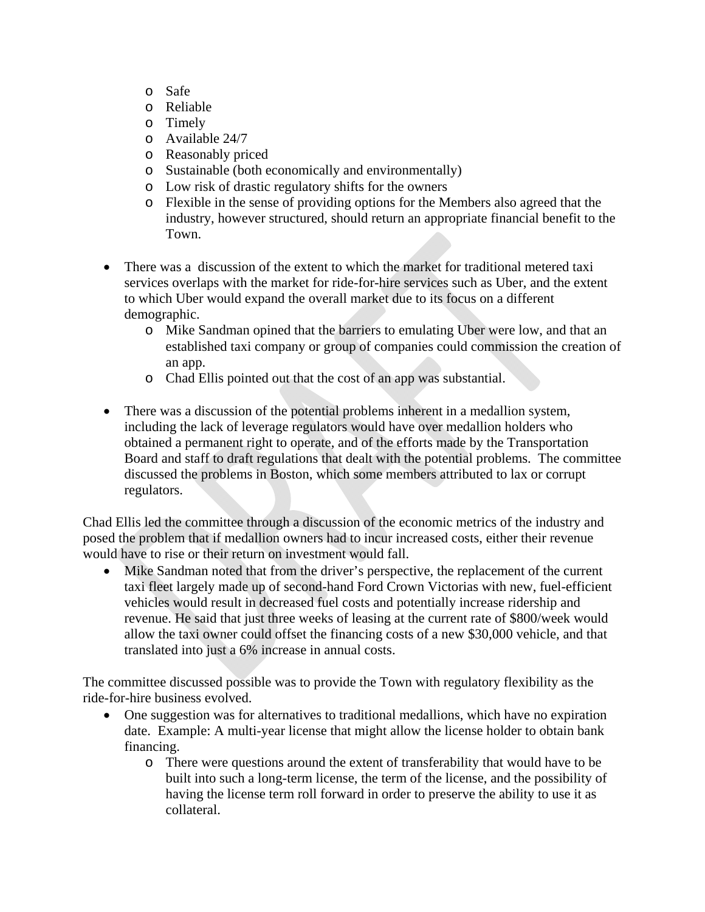- Safe
  - Reliable
  - Timely
  - Available 24/7
  - Reasonably priced
  - Sustainable (both economically and environmentally)
  - Low risk of drastic regulatory shifts for the owners
  - Flexible in the sense of providing options for the Members also agreed that the industry, however structured, should return an appropriate financial benefit to the Town.

- There was a discussion of the extent to which the market for traditional metered taxi services overlaps with the market for ride-for-hire services such as Uber, and the extent to which Uber would expand the overall market due to its focus on a different demographic.
  - Mike Sandman opined that the barriers to emulating Uber were low, and that an established taxi company or group of companies could commission the creation of an app.
  - Chad Ellis pointed out that the cost of an app was substantial.

- There was a discussion of the potential problems inherent in a medallion system, including the lack of leverage regulators would have over medallion holders who obtained a permanent right to operate, and of the efforts made by the Transportation Board and staff to draft regulations that dealt with the potential problems. The committee discussed the problems in Boston, which some members attributed to lax or corrupt regulators.

Chad Ellis led the committee through a discussion of the economic metrics of the industry and posed the problem that if medallion owners had to incur increased costs, either their revenue would have to rise or their return on investment would fall.

- Mike Sandman noted that from the driver's perspective, the replacement of the current taxi fleet largely made up of second-hand Ford Crown Victorias with new, fuel-efficient vehicles would result in decreased fuel costs and potentially increase ridership and revenue. He said that just three weeks of leasing at the current rate of $800/week would allow the taxi owner could offset the financing costs of a new $30,000 vehicle, and that translated into just a 6% increase in annual costs.

The committee discussed possible was to provide the Town with regulatory flexibility as the ride-for-hire business evolved.

- One suggestion was for alternatives to traditional medallions, which have no expiration date. Example: A multi-year license that might allow the license holder to obtain bank financing.
  - There were questions around the extent of transferability that would have to be built into such a long-term license, the term of the license, and the possibility of having the license term roll forward in order to preserve the ability to use it as collateral.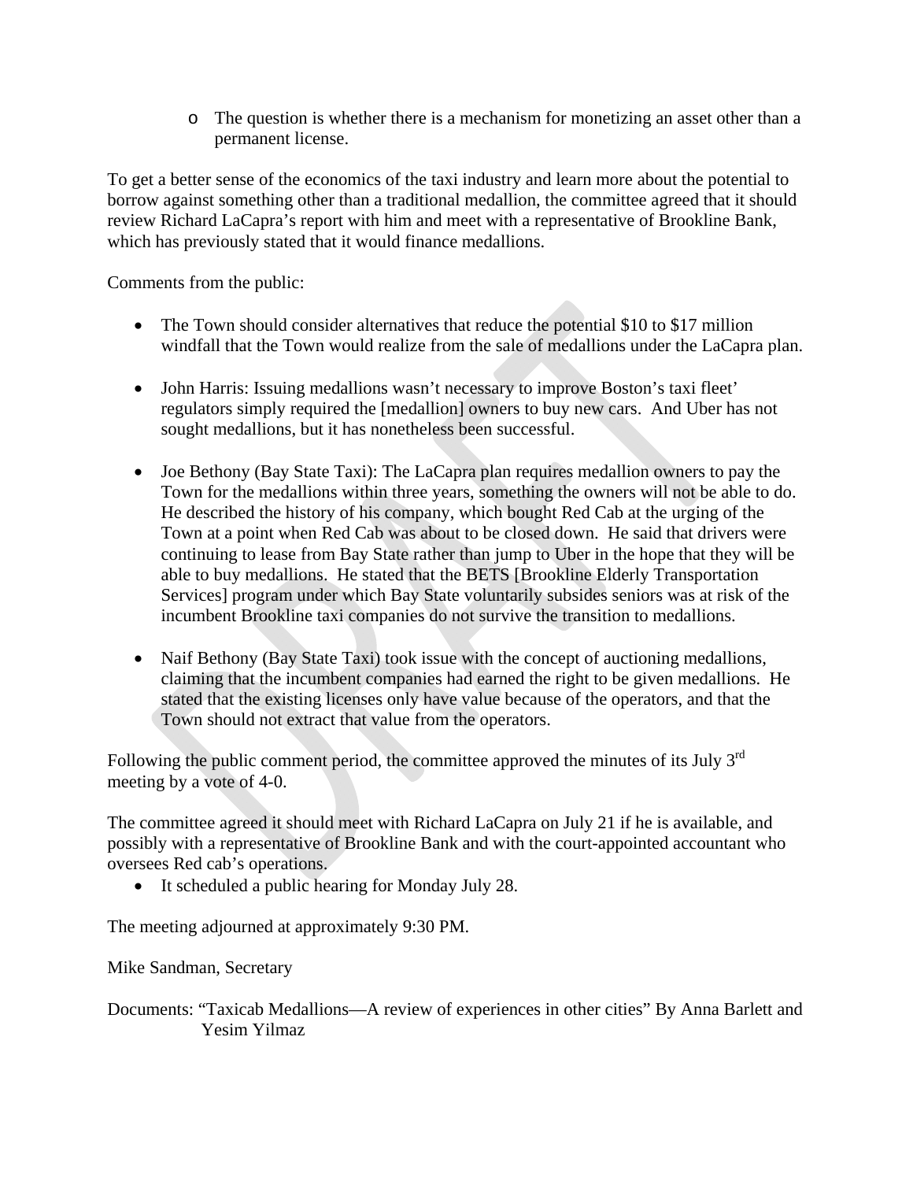- The question is whether there is a mechanism for monetizing an asset other than a permanent license.

To get a better sense of the economics of the taxi industry and learn more about the potential to borrow against something other than a traditional medallion, the committee agreed that it should review Richard LaCapra's report with him and meet with a representative of Brookline Bank, which has previously stated that it would finance medallions.

Comments from the public:

- The Town should consider alternatives that reduce the potential $10 to $17 million windfall that the Town would realize from the sale of medallions under the LaCapra plan.

- John Harris: Issuing medallions wasn't necessary to improve Boston's taxi fleet' regulators simply required the [medallion] owners to buy new cars. And Uber has not sought medallions, but it has nonetheless been successful.

- Joe Bethony (Bay State Taxi): The LaCapra plan requires medallion owners to pay the Town for the medallions within three years, something the owners will not be able to do. He described the history of his company, which bought Red Cab at the urging of the Town at a point when Red Cab was about to be closed down. He said that drivers were continuing to lease from Bay State rather than jump to Uber in the hope that they will be able to buy medallions. He stated that the BETS [Brookline Elderly Transportation Services] program under which Bay State voluntarily subsides seniors was at risk of the incumbent Brookline taxi companies do not survive the transition to medallions.

- Naif Bethony (Bay State Taxi) took issue with the concept of auctioning medallions, claiming that the incumbent companies had earned the right to be given medallions. He stated that the existing licenses only have value because of the operators, and that the Town should not extract that value from the operators.

Following the public comment period, the committee approved the minutes of its July 3rd meeting by a vote of 4-0.

The committee agreed it should meet with Richard LaCapra on July 21 if he is available, and possibly with a representative of Brookline Bank and with the court-appointed accountant who oversees Red cab's operations.

- It scheduled a public hearing for Monday July 28.

The meeting adjourned at approximately 9:30 PM.

Mike Sandman, Secretary

Documents: "Taxicab Medallions—A review of experiences in other cities" By Anna Barlett and Yesim Yilmaz